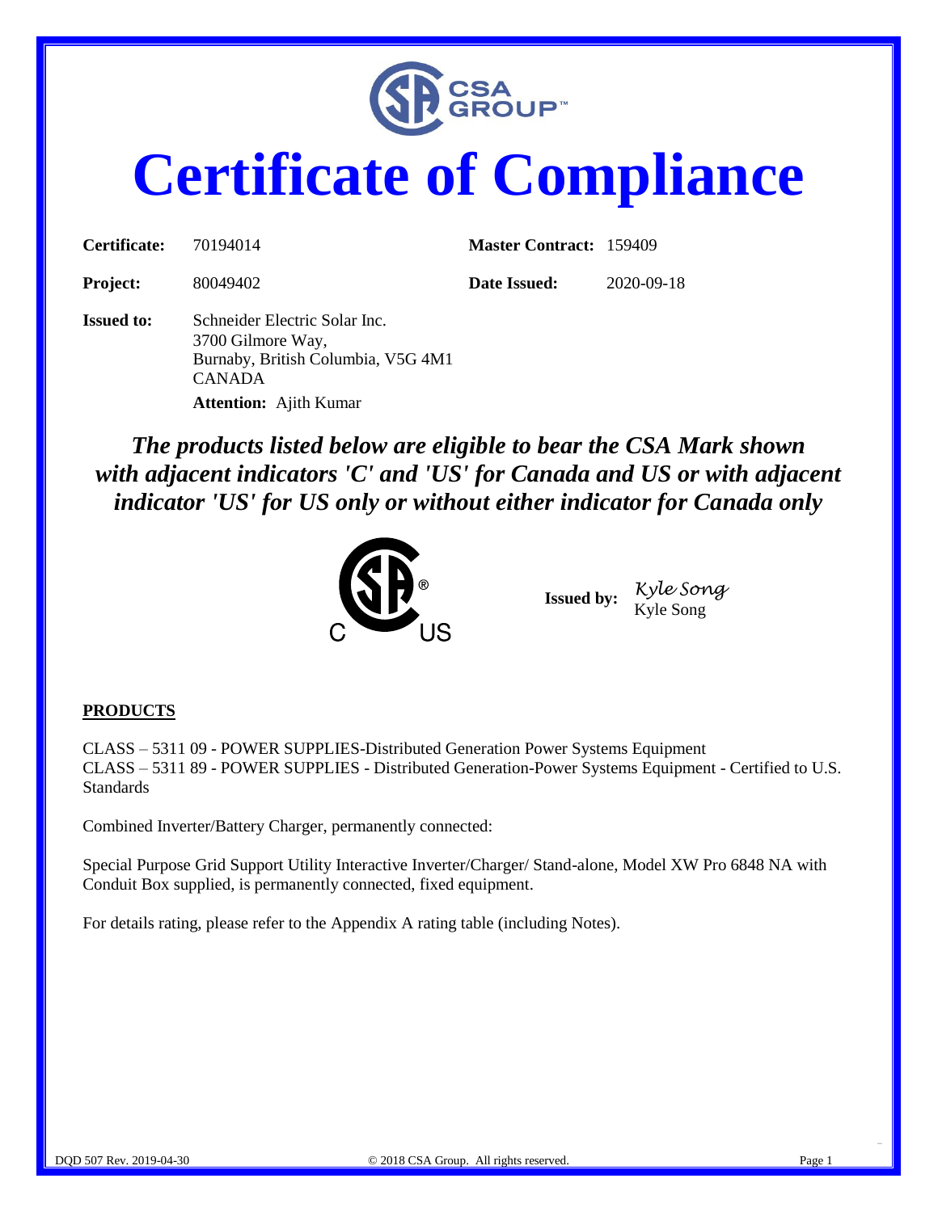# Certificate of Compliance

| | | | |
|---|---|---|---|
| **Certificate:** | 70194014 | **Master Contract:** | 159409 |
| **Project:** | 80049402 | **Date Issued:** | 2020-09-18 |

**Issued to:** Schneider Electric Solar Inc.
3700 Gilmore Way,
Burnaby, British Columbia, V5G 4M1
CANADA
**Attention:** Ajith Kumar

***The products listed below are eligible to bear the CSA Mark shown with adjacent indicators 'C' and 'US' for Canada and US or with adjacent indicator 'US' for US only or without either indicator for Canada only***

**Issued by:** Kyle Song
Kyle Song

**PRODUCTS**

CLASS – 5311 09 - POWER SUPPLIES-Distributed Generation Power Systems Equipment
CLASS – 5311 89 - POWER SUPPLIES - Distributed Generation-Power Systems Equipment - Certified to U.S. Standards

Combined Inverter/Battery Charger, permanently connected:

Special Purpose Grid Support Utility Interactive Inverter/Charger/ Stand-alone, Model XW Pro 6848 NA with Conduit Box supplied, is permanently connected, fixed equipment.

For details rating, please refer to the Appendix A rating table (including Notes).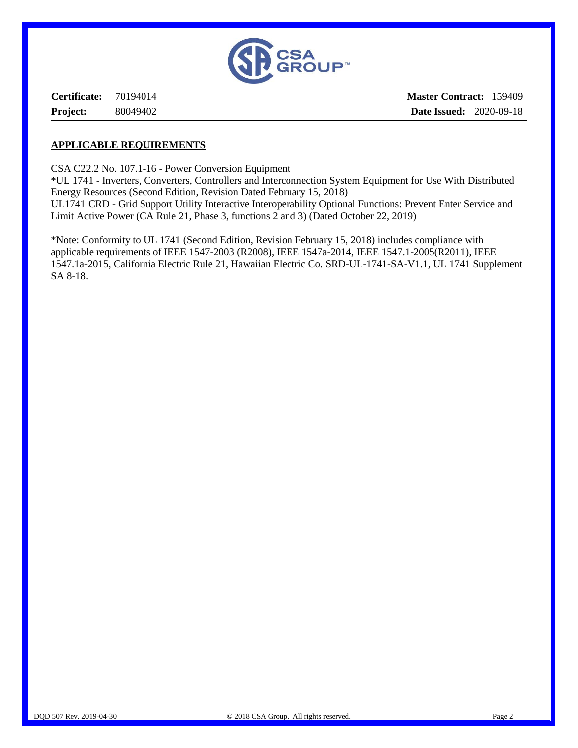**Certificate:** 70194014 **Master Contract:** 159409

**Project:** 80049402 **Date Issued:** 2020-09-18

## APPLICABLE REQUIREMENTS

CSA C22.2 No. 107.1-16 - Power Conversion Equipment
*UL 1741 - Inverters, Converters, Controllers and Interconnection System Equipment for Use With Distributed Energy Resources (Second Edition, Revision Dated February 15, 2018)
UL1741 CRD - Grid Support Utility Interactive Interoperability Optional Functions: Prevent Enter Service and Limit Active Power (CA Rule 21, Phase 3, functions 2 and 3) (Dated October 22, 2019)

*Note: Conformity to UL 1741 (Second Edition, Revision February 15, 2018) includes compliance with applicable requirements of IEEE 1547-2003 (R2008), IEEE 1547a-2014, IEEE 1547.1-2005(R2011), IEEE 1547.1a-2015, California Electric Rule 21, Hawaiian Electric Co. SRD-UL-1741-SA-V1.1, UL 1741 Supplement SA 8-18.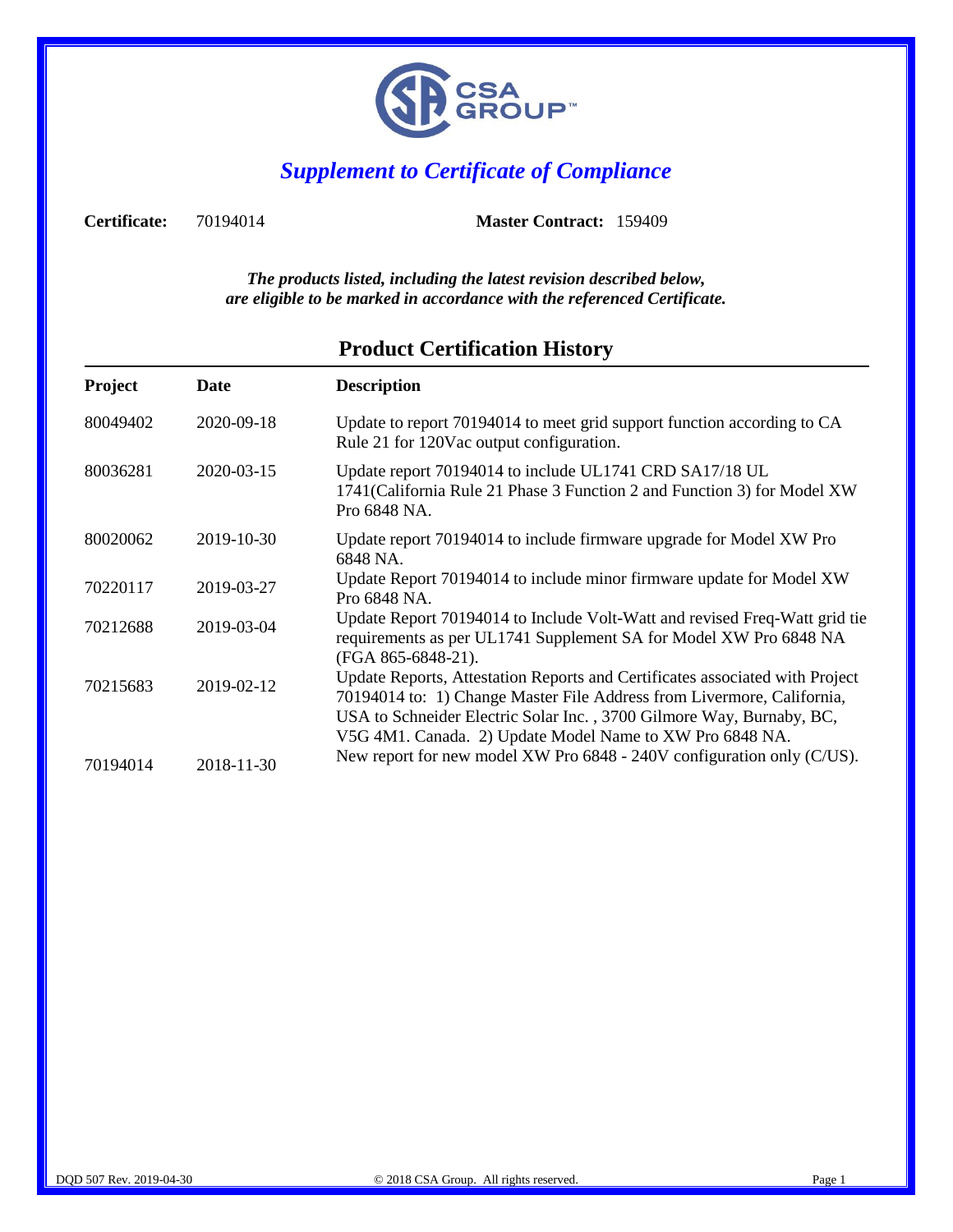# *Supplement to Certificate of Compliance*

**Certificate:** 70194014 **Master Contract:** 159409

***The products listed, including the latest revision described below, are eligible to be marked in accordance with the referenced Certificate.***

## Product Certification History

| Project | Date | Description |
|---|---|---|
| 80049402 | 2020-09-18 | Update to report 70194014 to meet grid support function according to CA Rule 21 for 120Vac output configuration. |
| 80036281 | 2020-03-15 | Update report 70194014 to include UL1741 CRD SA17/18 UL 1741(California Rule 21 Phase 3 Function 2 and Function 3) for Model XW Pro 6848 NA. |
| 80020062 | 2019-10-30 | Update report 70194014 to include firmware upgrade for Model XW Pro 6848 NA. |
| 70220117 | 2019-03-27 | Update Report 70194014 to include minor firmware update for Model XW Pro 6848 NA. |
| 70212688 | 2019-03-04 | Update Report 70194014 to Include Volt-Watt and revised Freq-Watt grid tie requirements as per UL1741 Supplement SA for Model XW Pro 6848 NA (FGA 865-6848-21). |
| 70215683 | 2019-02-12 | Update Reports, Attestation Reports and Certificates associated with Project 70194014 to: 1) Change Master File Address from Livermore, California, USA to Schneider Electric Solar Inc. , 3700 Gilmore Way, Burnaby, BC, V5G 4M1. Canada. 2) Update Model Name to XW Pro 6848 NA. |
| 70194014 | 2018-11-30 | New report for new model XW Pro 6848 - 240V configuration only (C/US). |

DQD 507 Rev. 2019-04-30 © 2018 CSA Group. All rights reserved.